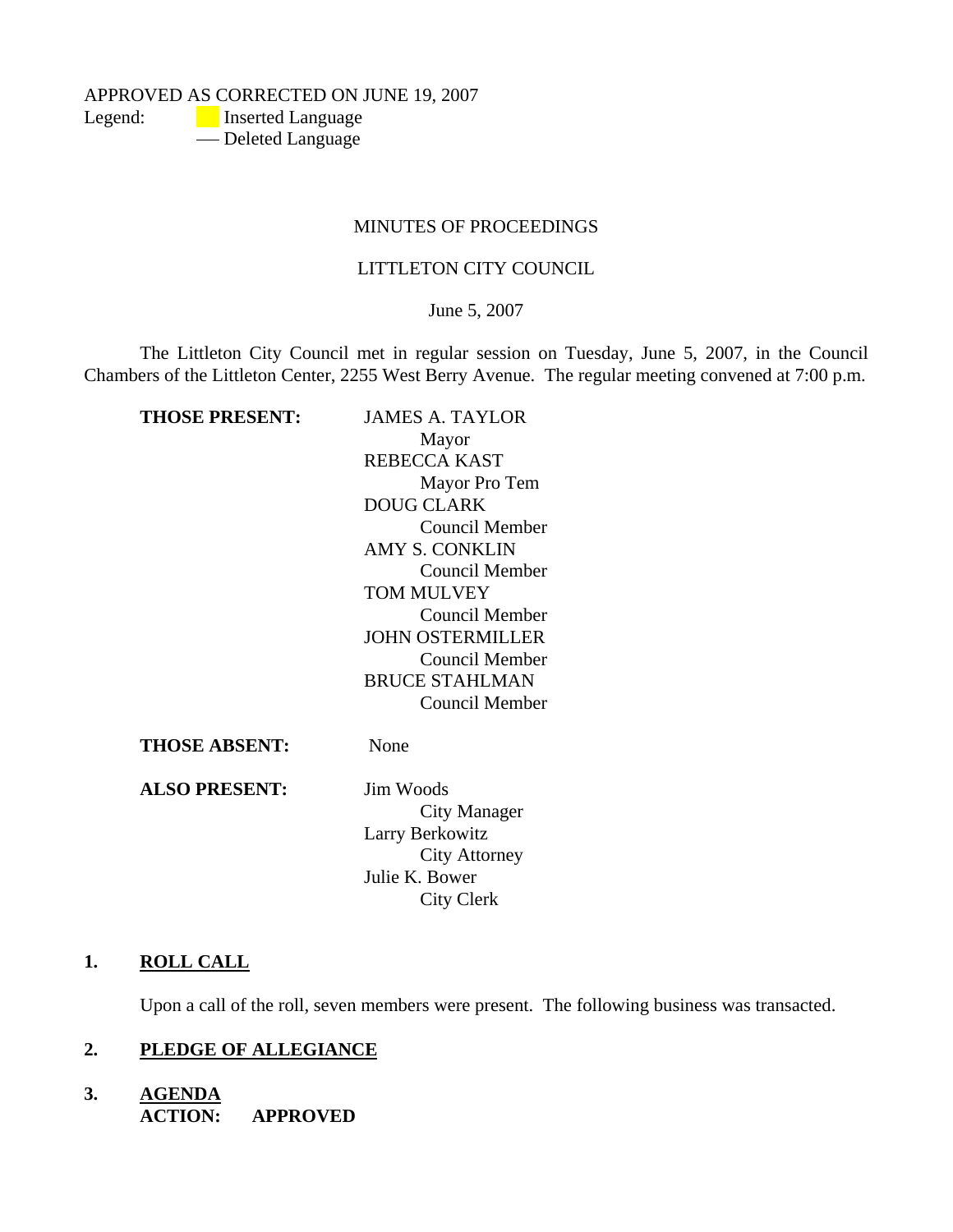APPROVED AS CORRECTED ON JUNE 19, 2007

Legend: Inserted Language
— Deleted Language

MINUTES OF PROCEEDINGS

LITTLETON CITY COUNCIL

June 5, 2007

The Littleton City Council met in regular session on Tuesday, June 5, 2007, in the Council Chambers of the Littleton Center, 2255 West Berry Avenue. The regular meeting convened at 7:00 p.m.

**THOSE PRESENT:**

JAMES A. TAYLOR
Mayor
REBECCA KAST
Mayor Pro Tem
DOUG CLARK
Council Member
AMY S. CONKLIN
Council Member
TOM MULVEY
Council Member
JOHN OSTERMILLER
Council Member
BRUCE STAHLMAN
Council Member

**THOSE ABSENT:** None

**ALSO PRESENT:**

Jim Woods
City Manager
Larry Berkowitz
City Attorney
Julie K. Bower
City Clerk

## 1. ROLL CALL

Upon a call of the roll, seven members were present. The following business was transacted.

## 2. PLEDGE OF ALLEGIANCE

## 3. AGENDA

**ACTION: APPROVED**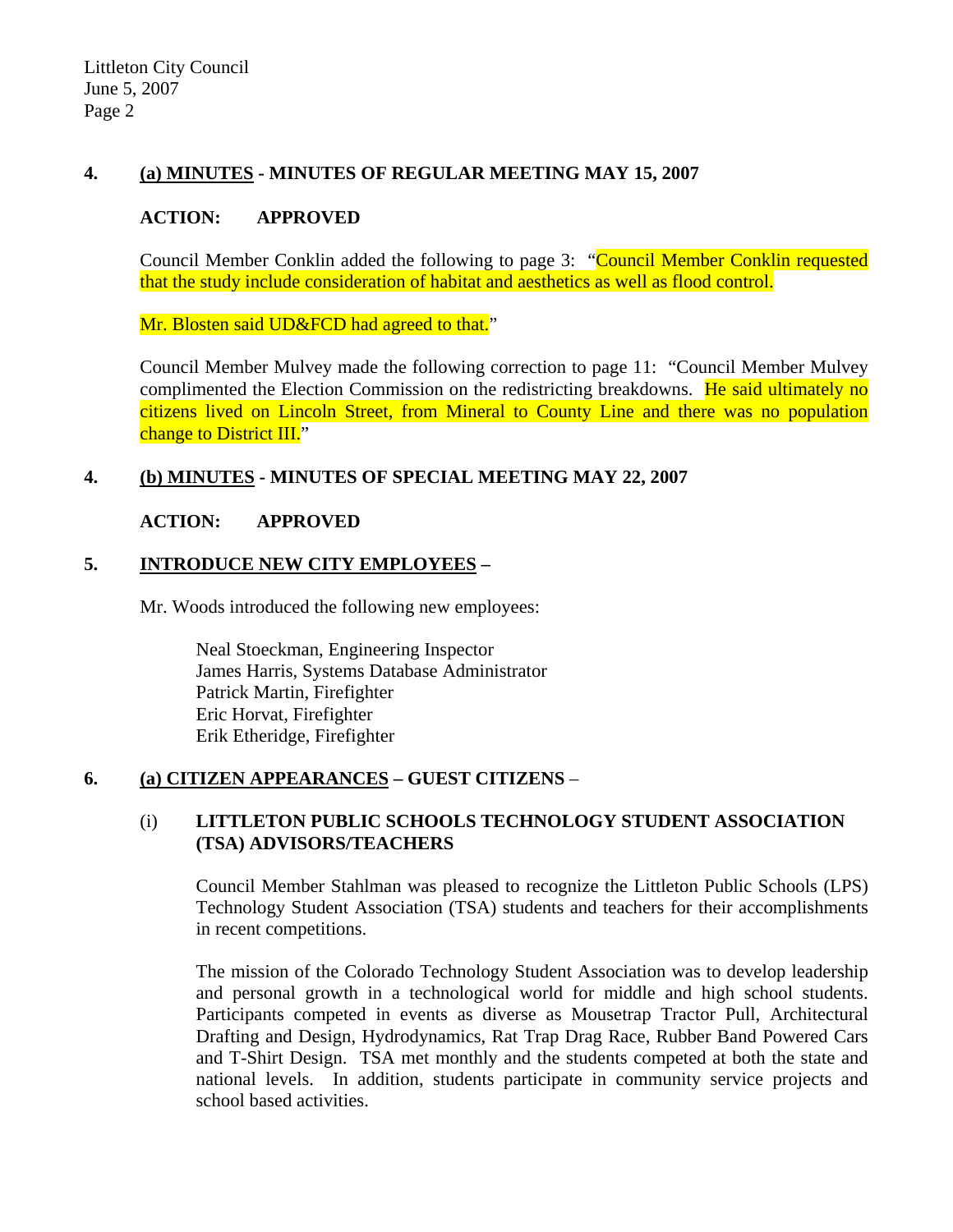**4. (a) MINUTES - MINUTES OF REGULAR MEETING MAY 15, 2007**

**ACTION: APPROVED**

Council Member Conklin added the following to page 3: "Council Member Conklin requested that the study include consideration of habitat and aesthetics as well as flood control.

Mr. Blosten said UD&FCD had agreed to that."

Council Member Mulvey made the following correction to page 11: "Council Member Mulvey complimented the Election Commission on the redistricting breakdowns. He said ultimately no citizens lived on Lincoln Street, from Mineral to County Line and there was no population change to District III."

**4. (b) MINUTES - MINUTES OF SPECIAL MEETING MAY 22, 2007**

**ACTION: APPROVED**

**5. INTRODUCE NEW CITY EMPLOYEES –**

Mr. Woods introduced the following new employees:

Neal Stoeckman, Engineering Inspector
James Harris, Systems Database Administrator
Patrick Martin, Firefighter
Eric Horvat, Firefighter
Erik Etheridge, Firefighter

**6. (a) CITIZEN APPEARANCES – GUEST CITIZENS –**

(i) **LITTLETON PUBLIC SCHOOLS TECHNOLOGY STUDENT ASSOCIATION (TSA) ADVISORS/TEACHERS**

Council Member Stahlman was pleased to recognize the Littleton Public Schools (LPS) Technology Student Association (TSA) students and teachers for their accomplishments in recent competitions.

The mission of the Colorado Technology Student Association was to develop leadership and personal growth in a technological world for middle and high school students. Participants competed in events as diverse as Mousetrap Tractor Pull, Architectural Drafting and Design, Hydrodynamics, Rat Trap Drag Race, Rubber Band Powered Cars and T-Shirt Design. TSA met monthly and the students competed at both the state and national levels. In addition, students participate in community service projects and school based activities.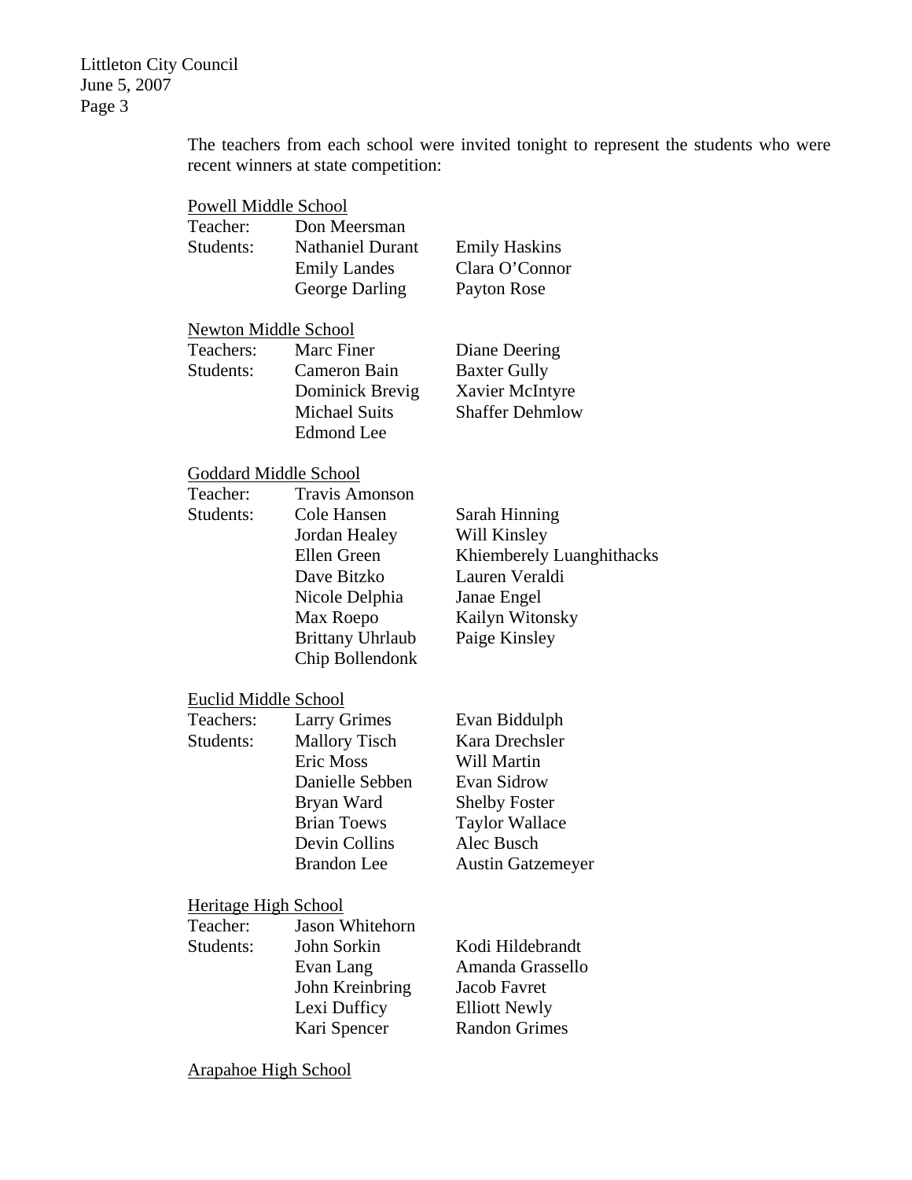The teachers from each school were invited tonight to represent the students who were recent winners at state competition:

Powell Middle School

| | | |
|---|---|---|
| Teacher: | Don Meersman | |
| Students: | Nathaniel Durant | Emily Haskins |
| | Emily Landes | Clara O'Connor |
| | George Darling | Payton Rose |

Newton Middle School

| | | |
|---|---|---|
| Teachers: | Marc Finer | Diane Deering |
| Students: | Cameron Bain | Baxter Gully |
| | Dominick Brevig | Xavier McIntyre |
| | Michael Suits | Shaffer Dehmlow |
| | Edmond Lee | |

Goddard Middle School

| | | |
|---|---|---|
| Teacher: | Travis Amonson | |
| Students: | Cole Hansen | Sarah Hinning |
| | Jordan Healey | Will Kinsley |
| | Ellen Green | Khiemberely Luanghithacks |
| | Dave Bitzko | Lauren Veraldi |
| | Nicole Delphia | Janae Engel |
| | Max Roepo | Kailyn Witonsky |
| | Brittany Uhrlaub | Paige Kinsley |
| | Chip Bollendonk | |

Euclid Middle School

| | | |
|---|---|---|
| Teachers: | Larry Grimes | Evan Biddulph |
| Students: | Mallory Tisch | Kara Drechsler |
| | Eric Moss | Will Martin |
| | Danielle Sebben | Evan Sidrow |
| | Bryan Ward | Shelby Foster |
| | Brian Toews | Taylor Wallace |
| | Devin Collins | Alec Busch |
| | Brandon Lee | Austin Gatzemeyer |

Heritage High School

| | | |
|---|---|---|
| Teacher: | Jason Whitehorn | |
| Students: | John Sorkin | Kodi Hildebrandt |
| | Evan Lang | Amanda Grassello |
| | John Kreinbring | Jacob Favret |
| | Lexi Dufficy | Elliott Newly |
| | Kari Spencer | Randon Grimes |

Arapahoe High School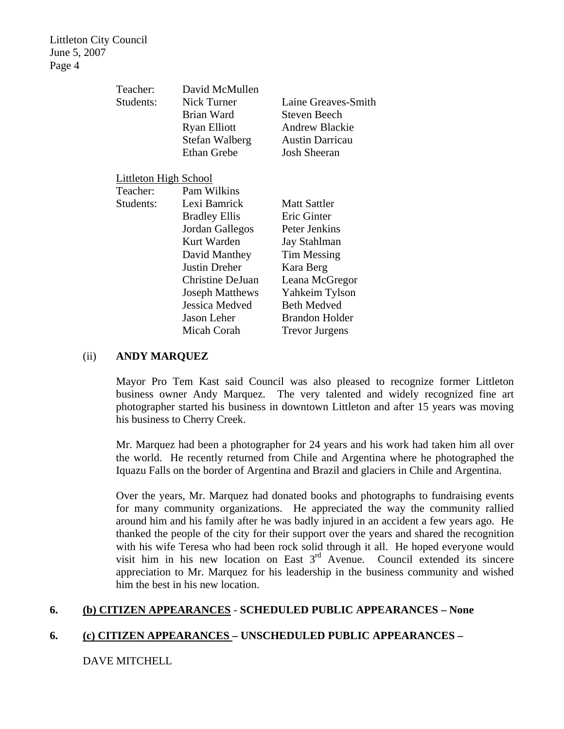Teacher: David McMullen

Students:

| | |
|---|---|
| Nick Turner | Laine Greaves-Smith |
| Brian Ward | Steven Beech |
| Ryan Elliott | Andrew Blackie |
| Stefan Walberg | Austin Darricau |
| Ethan Grebe | Josh Sheeran |

Littleton High School

Teacher: Pam Wilkins

Students:

| | |
|---|---|
| Lexi Bamrick | Matt Sattler |
| Bradley Ellis | Eric Ginter |
| Jordan Gallegos | Peter Jenkins |
| Kurt Warden | Jay Stahlman |
| David Manthey | Tim Messing |
| Justin Dreher | Kara Berg |
| Christine DeJuan | Leana McGregor |
| Joseph Matthews | Yahkeim Tylson |
| Jessica Medved | Beth Medved |
| Jason Leher | Brandon Holder |
| Micah Corah | Trevor Jurgens |

(ii) **ANDY MARQUEZ**

Mayor Pro Tem Kast said Council was also pleased to recognize former Littleton business owner Andy Marquez. The very talented and widely recognized fine art photographer started his business in downtown Littleton and after 15 years was moving his business to Cherry Creek.

Mr. Marquez had been a photographer for 24 years and his work had taken him all over the world. He recently returned from Chile and Argentina where he photographed the Iquazu Falls on the border of Argentina and Brazil and glaciers in Chile and Argentina.

Over the years, Mr. Marquez had donated books and photographs to fundraising events for many community organizations. He appreciated the way the community rallied around him and his family after he was badly injured in an accident a few years ago. He thanked the people of the city for their support over the years and shared the recognition with his wife Teresa who had been rock solid through it all. He hoped everyone would visit him in his new location on East 3rd Avenue. Council extended its sincere appreciation to Mr. Marquez for his leadership in the business community and wished him the best in his new location.

**6. (b) CITIZEN APPEARANCES - SCHEDULED PUBLIC APPEARANCES – None**

**6. (c) CITIZEN APPEARANCES – UNSCHEDULED PUBLIC APPEARANCES –**

DAVE MITCHELL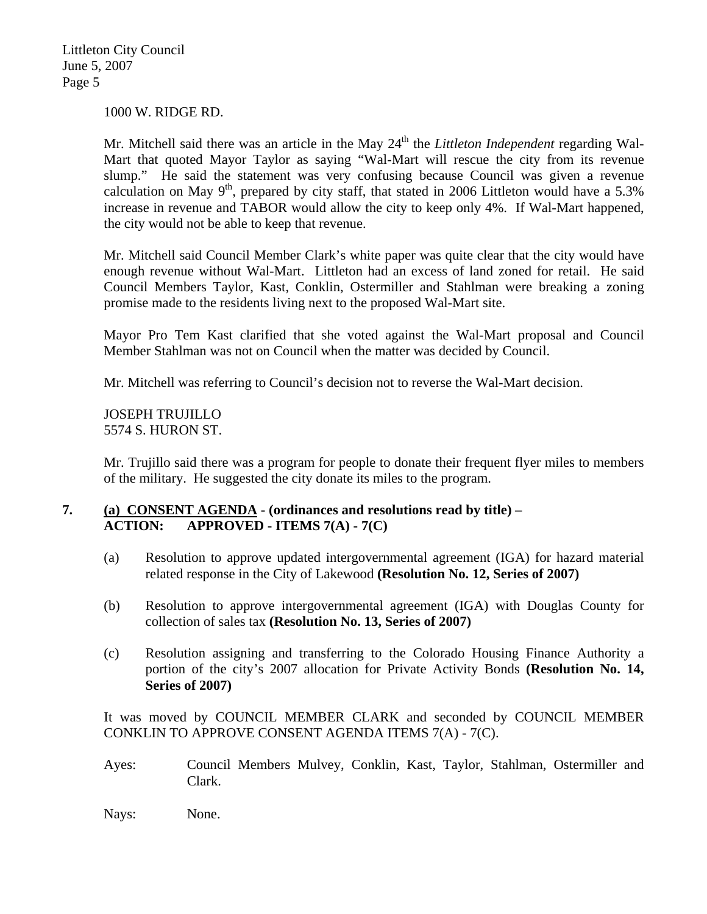1000 W. RIDGE RD.

Mr. Mitchell said there was an article in the May 24th the *Littleton Independent* regarding Wal-Mart that quoted Mayor Taylor as saying "Wal-Mart will rescue the city from its revenue slump." He said the statement was very confusing because Council was given a revenue calculation on May 9th, prepared by city staff, that stated in 2006 Littleton would have a 5.3% increase in revenue and TABOR would allow the city to keep only 4%. If Wal-Mart happened, the city would not be able to keep that revenue.

Mr. Mitchell said Council Member Clark's white paper was quite clear that the city would have enough revenue without Wal-Mart. Littleton had an excess of land zoned for retail. He said Council Members Taylor, Kast, Conklin, Ostermiller and Stahlman were breaking a zoning promise made to the residents living next to the proposed Wal-Mart site.

Mayor Pro Tem Kast clarified that she voted against the Wal-Mart proposal and Council Member Stahlman was not on Council when the matter was decided by Council.

Mr. Mitchell was referring to Council's decision not to reverse the Wal-Mart decision.

JOSEPH TRUJILLO
5574 S. HURON ST.

Mr. Trujillo said there was a program for people to donate their frequent flyer miles to members of the military. He suggested the city donate its miles to the program.

**7. (a) CONSENT AGENDA - (ordinances and resolutions read by title) –**
**ACTION: APPROVED - ITEMS 7(A) - 7(C)**

(a) Resolution to approve updated intergovernmental agreement (IGA) for hazard material related response in the City of Lakewood **(Resolution No. 12, Series of 2007)**

(b) Resolution to approve intergovernmental agreement (IGA) with Douglas County for collection of sales tax **(Resolution No. 13, Series of 2007)**

(c) Resolution assigning and transferring to the Colorado Housing Finance Authority a portion of the city's 2007 allocation for Private Activity Bonds **(Resolution No. 14, Series of 2007)**

It was moved by COUNCIL MEMBER CLARK and seconded by COUNCIL MEMBER CONKLIN TO APPROVE CONSENT AGENDA ITEMS 7(A) - 7(C).

Ayes: Council Members Mulvey, Conklin, Kast, Taylor, Stahlman, Ostermiller and Clark.

Nays: None.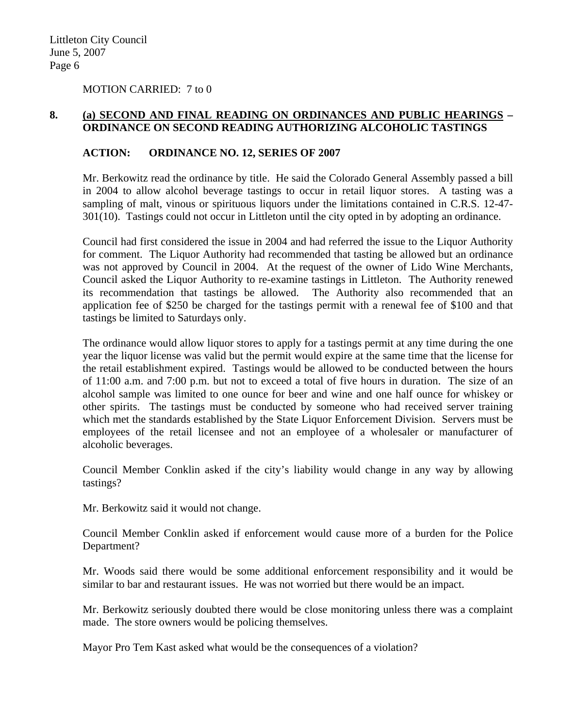MOTION CARRIED: 7 to 0

**8. (a) SECOND AND FINAL READING ON ORDINANCES AND PUBLIC HEARINGS – ORDINANCE ON SECOND READING AUTHORIZING ALCOHOLIC TASTINGS**

**ACTION: ORDINANCE NO. 12, SERIES OF 2007**

Mr. Berkowitz read the ordinance by title. He said the Colorado General Assembly passed a bill in 2004 to allow alcohol beverage tastings to occur in retail liquor stores. A tasting was a sampling of malt, vinous or spirituous liquors under the limitations contained in C.R.S. 12-47-301(10). Tastings could not occur in Littleton until the city opted in by adopting an ordinance.

Council had first considered the issue in 2004 and had referred the issue to the Liquor Authority for comment. The Liquor Authority had recommended that tasting be allowed but an ordinance was not approved by Council in 2004. At the request of the owner of Lido Wine Merchants, Council asked the Liquor Authority to re-examine tastings in Littleton. The Authority renewed its recommendation that tastings be allowed. The Authority also recommended that an application fee of $250 be charged for the tastings permit with a renewal fee of $100 and that tastings be limited to Saturdays only.

The ordinance would allow liquor stores to apply for a tastings permit at any time during the one year the liquor license was valid but the permit would expire at the same time that the license for the retail establishment expired. Tastings would be allowed to be conducted between the hours of 11:00 a.m. and 7:00 p.m. but not to exceed a total of five hours in duration. The size of an alcohol sample was limited to one ounce for beer and wine and one half ounce for whiskey or other spirits. The tastings must be conducted by someone who had received server training which met the standards established by the State Liquor Enforcement Division. Servers must be employees of the retail licensee and not an employee of a wholesaler or manufacturer of alcoholic beverages.

Council Member Conklin asked if the city's liability would change in any way by allowing tastings?

Mr. Berkowitz said it would not change.

Council Member Conklin asked if enforcement would cause more of a burden for the Police Department?

Mr. Woods said there would be some additional enforcement responsibility and it would be similar to bar and restaurant issues. He was not worried but there would be an impact.

Mr. Berkowitz seriously doubted there would be close monitoring unless there was a complaint made. The store owners would be policing themselves.

Mayor Pro Tem Kast asked what would be the consequences of a violation?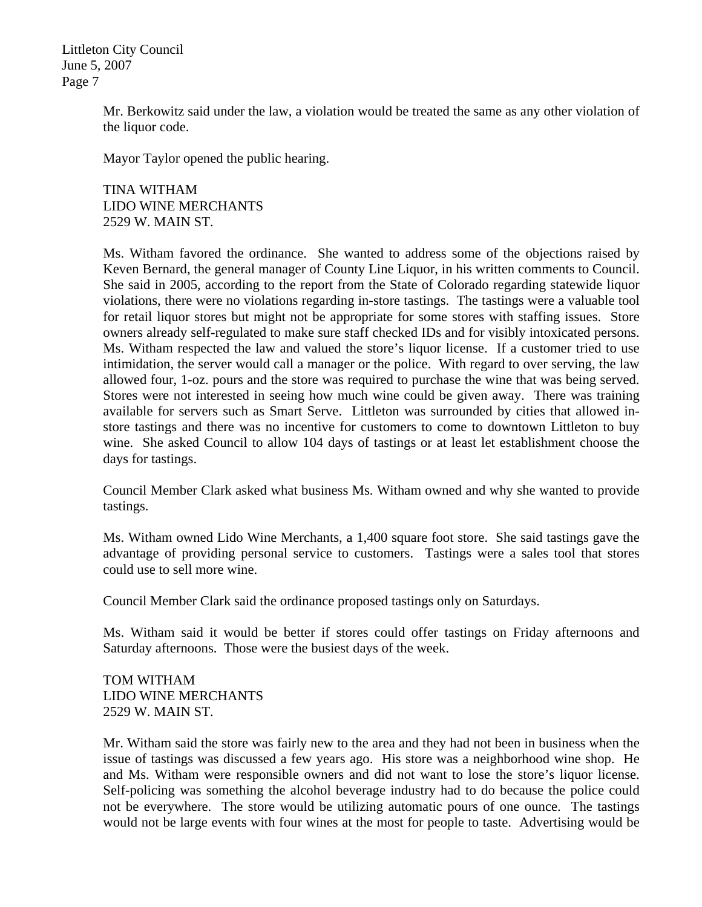Mr. Berkowitz said under the law, a violation would be treated the same as any other violation of the liquor code.

Mayor Taylor opened the public hearing.

TINA WITHAM
LIDO WINE MERCHANTS
2529 W. MAIN ST.

Ms. Witham favored the ordinance. She wanted to address some of the objections raised by Keven Bernard, the general manager of County Line Liquor, in his written comments to Council. She said in 2005, according to the report from the State of Colorado regarding statewide liquor violations, there were no violations regarding in-store tastings. The tastings were a valuable tool for retail liquor stores but might not be appropriate for some stores with staffing issues. Store owners already self-regulated to make sure staff checked IDs and for visibly intoxicated persons. Ms. Witham respected the law and valued the store's liquor license. If a customer tried to use intimidation, the server would call a manager or the police. With regard to over serving, the law allowed four, 1-oz. pours and the store was required to purchase the wine that was being served. Stores were not interested in seeing how much wine could be given away. There was training available for servers such as Smart Serve. Littleton was surrounded by cities that allowed in-store tastings and there was no incentive for customers to come to downtown Littleton to buy wine. She asked Council to allow 104 days of tastings or at least let establishment choose the days for tastings.

Council Member Clark asked what business Ms. Witham owned and why she wanted to provide tastings.

Ms. Witham owned Lido Wine Merchants, a 1,400 square foot store. She said tastings gave the advantage of providing personal service to customers. Tastings were a sales tool that stores could use to sell more wine.

Council Member Clark said the ordinance proposed tastings only on Saturdays.

Ms. Witham said it would be better if stores could offer tastings on Friday afternoons and Saturday afternoons. Those were the busiest days of the week.

TOM WITHAM
LIDO WINE MERCHANTS
2529 W. MAIN ST.

Mr. Witham said the store was fairly new to the area and they had not been in business when the issue of tastings was discussed a few years ago. His store was a neighborhood wine shop. He and Ms. Witham were responsible owners and did not want to lose the store's liquor license. Self-policing was something the alcohol beverage industry had to do because the police could not be everywhere. The store would be utilizing automatic pours of one ounce. The tastings would not be large events with four wines at the most for people to taste. Advertising would be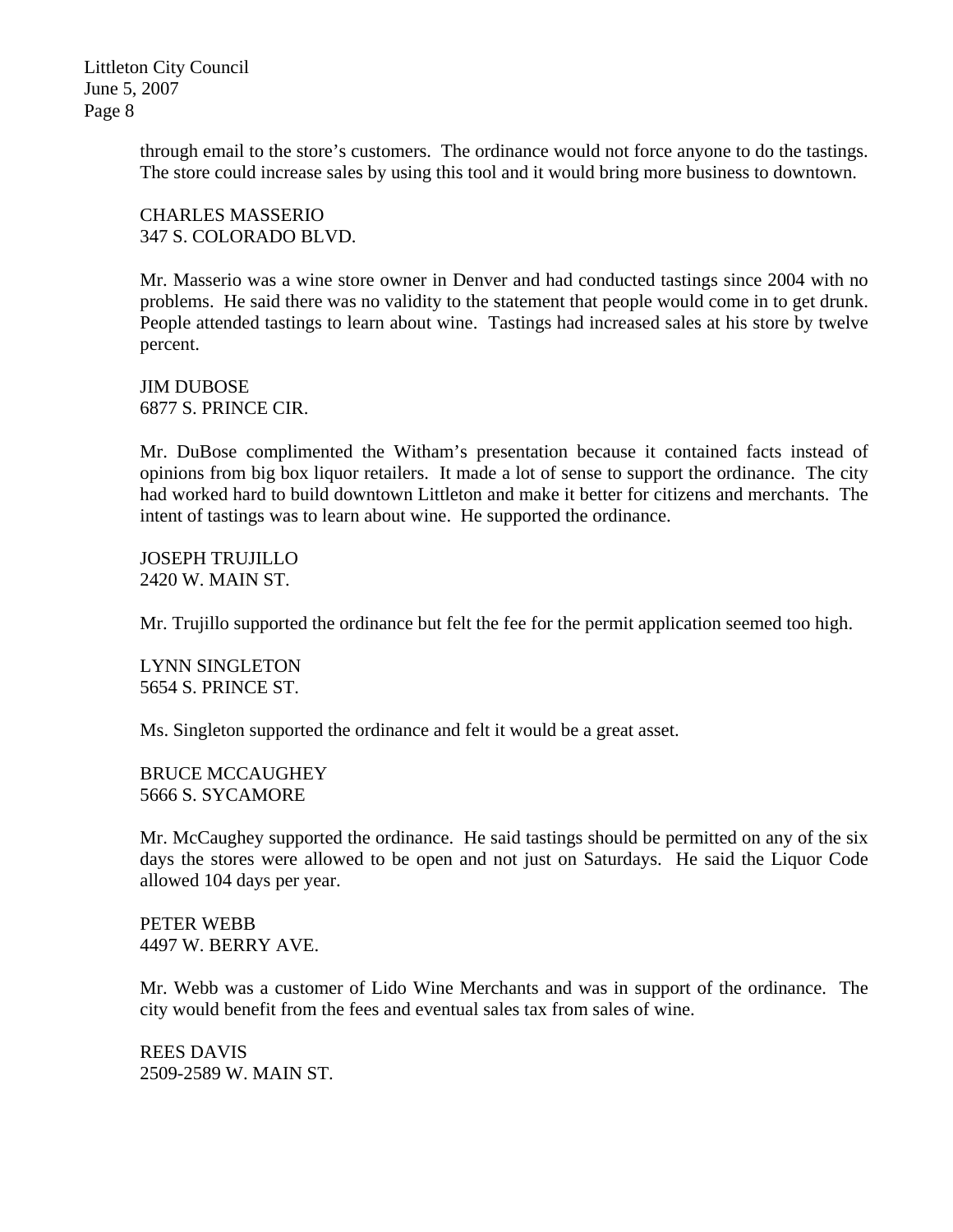through email to the store's customers. The ordinance would not force anyone to do the tastings. The store could increase sales by using this tool and it would bring more business to downtown.

CHARLES MASSERIO
347 S. COLORADO BLVD.

Mr. Masserio was a wine store owner in Denver and had conducted tastings since 2004 with no problems. He said there was no validity to the statement that people would come in to get drunk. People attended tastings to learn about wine. Tastings had increased sales at his store by twelve percent.

JIM DUBOSE
6877 S. PRINCE CIR.

Mr. DuBose complimented the Witham's presentation because it contained facts instead of opinions from big box liquor retailers. It made a lot of sense to support the ordinance. The city had worked hard to build downtown Littleton and make it better for citizens and merchants. The intent of tastings was to learn about wine. He supported the ordinance.

JOSEPH TRUJILLO
2420 W. MAIN ST.

Mr. Trujillo supported the ordinance but felt the fee for the permit application seemed too high.

LYNN SINGLETON
5654 S. PRINCE ST.

Ms. Singleton supported the ordinance and felt it would be a great asset.

BRUCE MCCAUGHEY
5666 S. SYCAMORE

Mr. McCaughey supported the ordinance. He said tastings should be permitted on any of the six days the stores were allowed to be open and not just on Saturdays. He said the Liquor Code allowed 104 days per year.

PETER WEBB
4497 W. BERRY AVE.

Mr. Webb was a customer of Lido Wine Merchants and was in support of the ordinance. The city would benefit from the fees and eventual sales tax from sales of wine.

REES DAVIS
2509-2589 W. MAIN ST.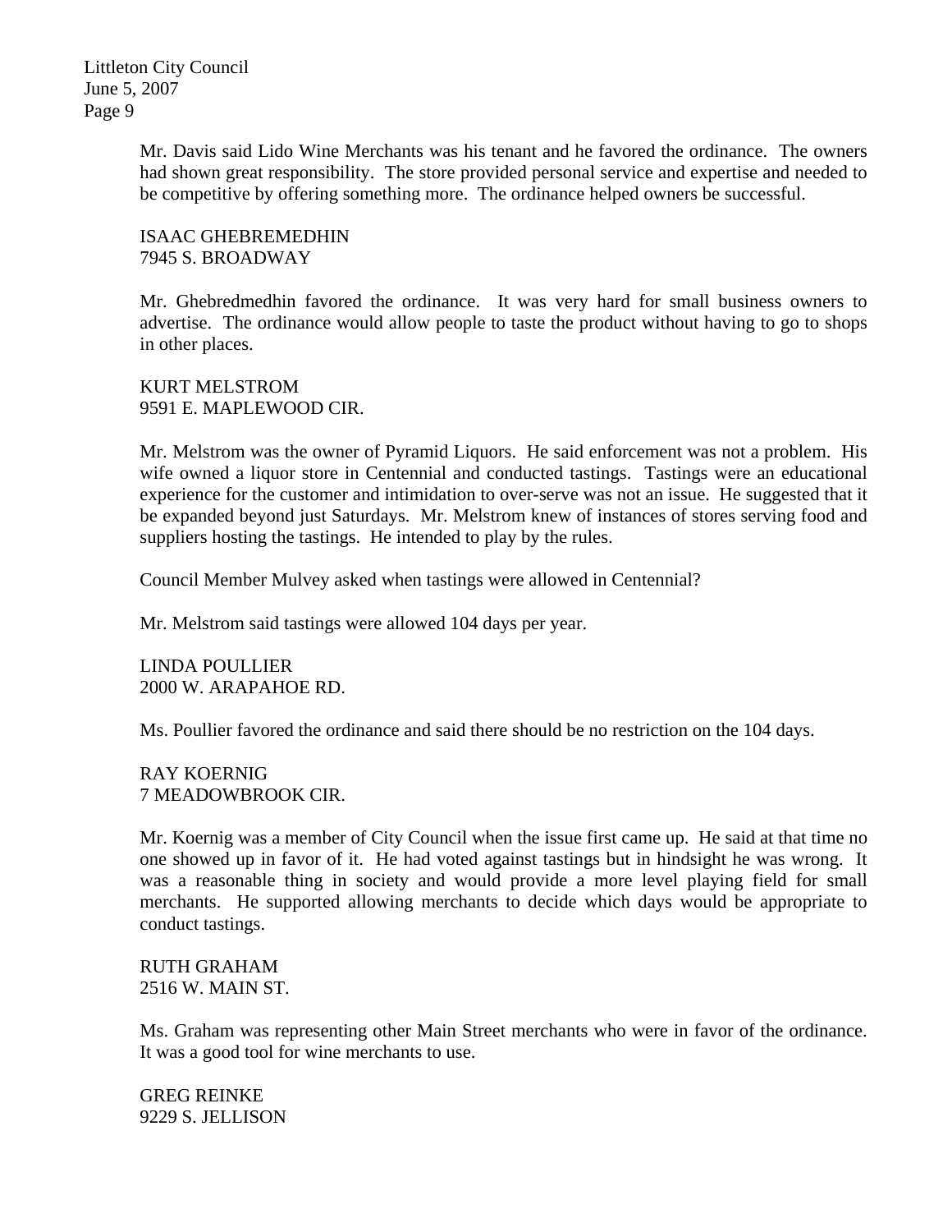Mr. Davis said Lido Wine Merchants was his tenant and he favored the ordinance. The owners had shown great responsibility. The store provided personal service and expertise and needed to be competitive by offering something more. The ordinance helped owners be successful.

ISAAC GHEBREMEDHIN
7945 S. BROADWAY

Mr. Ghebredmedhin favored the ordinance. It was very hard for small business owners to advertise. The ordinance would allow people to taste the product without having to go to shops in other places.

KURT MELSTROM
9591 E. MAPLEWOOD CIR.

Mr. Melstrom was the owner of Pyramid Liquors. He said enforcement was not a problem. His wife owned a liquor store in Centennial and conducted tastings. Tastings were an educational experience for the customer and intimidation to over-serve was not an issue. He suggested that it be expanded beyond just Saturdays. Mr. Melstrom knew of instances of stores serving food and suppliers hosting the tastings. He intended to play by the rules.

Council Member Mulvey asked when tastings were allowed in Centennial?

Mr. Melstrom said tastings were allowed 104 days per year.

LINDA POULLIER
2000 W. ARAPAHOE RD.

Ms. Poullier favored the ordinance and said there should be no restriction on the 104 days.

RAY KOERNIG
7 MEADOWBROOK CIR.

Mr. Koernig was a member of City Council when the issue first came up. He said at that time no one showed up in favor of it. He had voted against tastings but in hindsight he was wrong. It was a reasonable thing in society and would provide a more level playing field for small merchants. He supported allowing merchants to decide which days would be appropriate to conduct tastings.

RUTH GRAHAM
2516 W. MAIN ST.

Ms. Graham was representing other Main Street merchants who were in favor of the ordinance. It was a good tool for wine merchants to use.

GREG REINKE
9229 S. JELLISON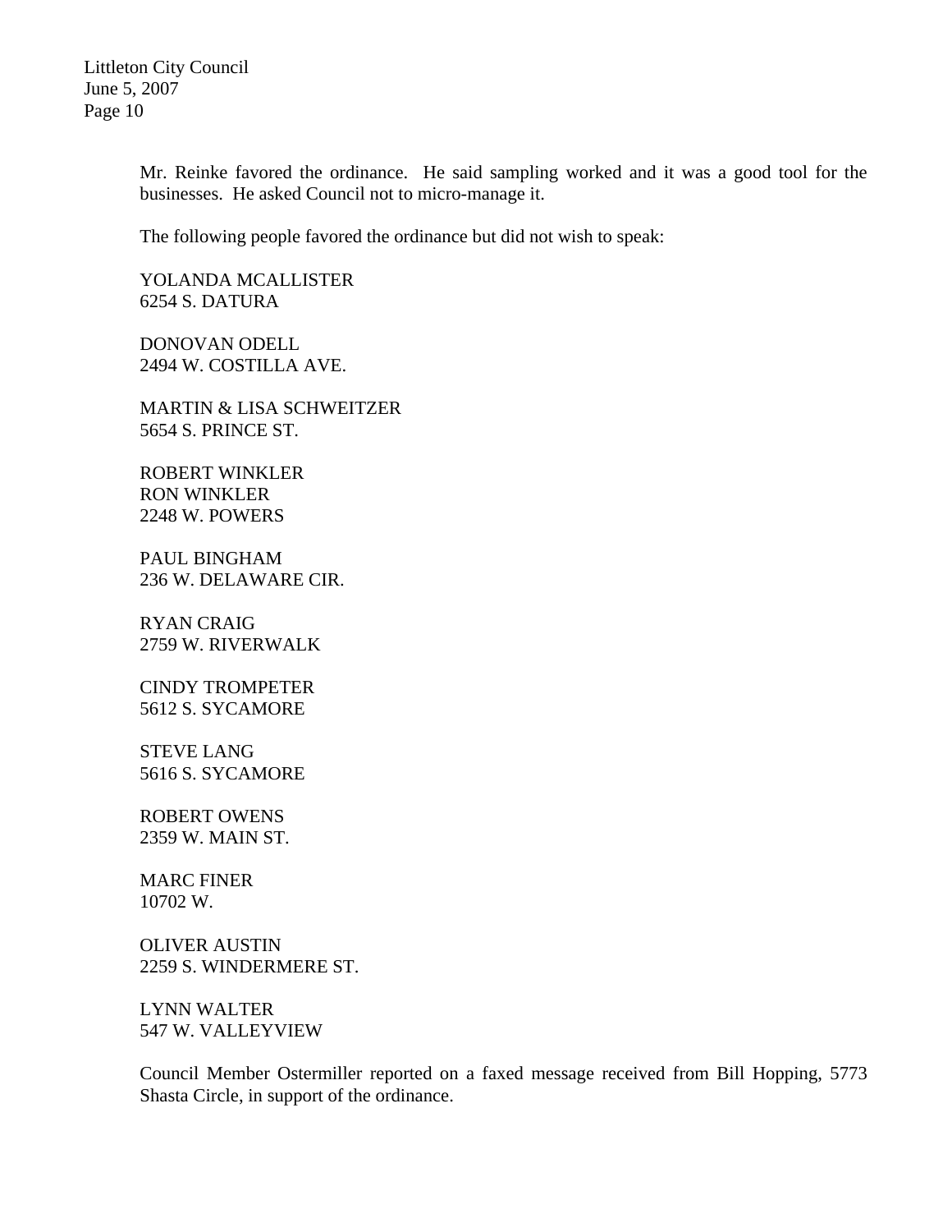Mr. Reinke favored the ordinance. He said sampling worked and it was a good tool for the businesses. He asked Council not to micro-manage it.

The following people favored the ordinance but did not wish to speak:

YOLANDA MCALLISTER
6254 S. DATURA

DONOVAN ODELL
2494 W. COSTILLA AVE.

MARTIN & LISA SCHWEITZER
5654 S. PRINCE ST.

ROBERT WINKLER
RON WINKLER
2248 W. POWERS

PAUL BINGHAM
236 W. DELAWARE CIR.

RYAN CRAIG
2759 W. RIVERWALK

CINDY TROMPETER
5612 S. SYCAMORE

STEVE LANG
5616 S. SYCAMORE

ROBERT OWENS
2359 W. MAIN ST.

MARC FINER
10702 W.

OLIVER AUSTIN
2259 S. WINDERMERE ST.

LYNN WALTER
547 W. VALLEYVIEW

Council Member Ostermiller reported on a faxed message received from Bill Hopping, 5773 Shasta Circle, in support of the ordinance.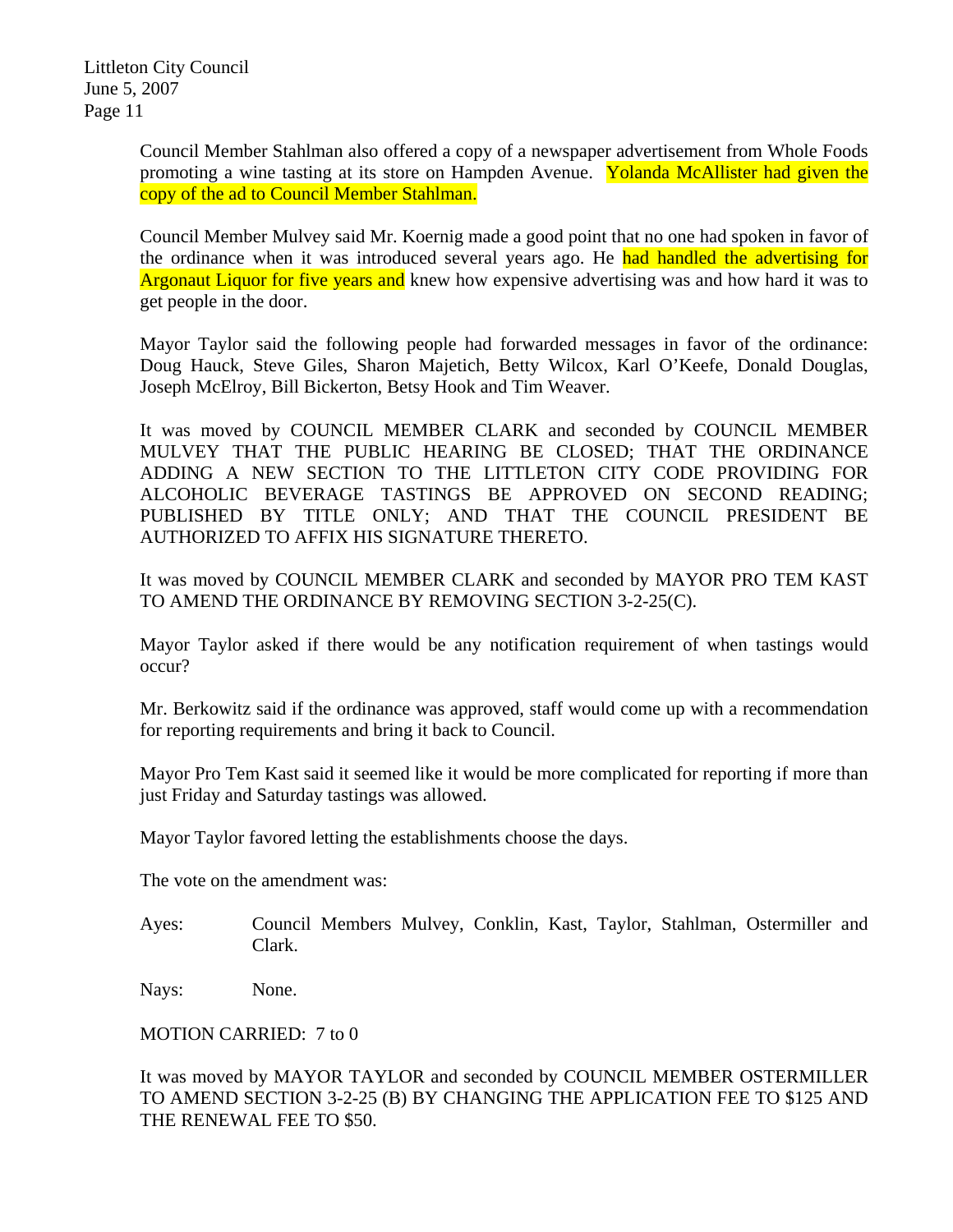Council Member Stahlman also offered a copy of a newspaper advertisement from Whole Foods promoting a wine tasting at its store on Hampden Avenue. Yolanda McAllister had given the copy of the ad to Council Member Stahlman.

Council Member Mulvey said Mr. Koernig made a good point that no one had spoken in favor of the ordinance when it was introduced several years ago. He had handled the advertising for Argonaut Liquor for five years and knew how expensive advertising was and how hard it was to get people in the door.

Mayor Taylor said the following people had forwarded messages in favor of the ordinance: Doug Hauck, Steve Giles, Sharon Majetich, Betty Wilcox, Karl O'Keefe, Donald Douglas, Joseph McElroy, Bill Bickerton, Betsy Hook and Tim Weaver.

It was moved by COUNCIL MEMBER CLARK and seconded by COUNCIL MEMBER MULVEY THAT THE PUBLIC HEARING BE CLOSED; THAT THE ORDINANCE ADDING A NEW SECTION TO THE LITTLETON CITY CODE PROVIDING FOR ALCOHOLIC BEVERAGE TASTINGS BE APPROVED ON SECOND READING; PUBLISHED BY TITLE ONLY; AND THAT THE COUNCIL PRESIDENT BE AUTHORIZED TO AFFIX HIS SIGNATURE THERETO.

It was moved by COUNCIL MEMBER CLARK and seconded by MAYOR PRO TEM KAST TO AMEND THE ORDINANCE BY REMOVING SECTION 3-2-25(C).

Mayor Taylor asked if there would be any notification requirement of when tastings would occur?

Mr. Berkowitz said if the ordinance was approved, staff would come up with a recommendation for reporting requirements and bring it back to Council.

Mayor Pro Tem Kast said it seemed like it would be more complicated for reporting if more than just Friday and Saturday tastings was allowed.

Mayor Taylor favored letting the establishments choose the days.

The vote on the amendment was:

Ayes: Council Members Mulvey, Conklin, Kast, Taylor, Stahlman, Ostermiller and Clark.

Nays: None.

MOTION CARRIED: 7 to 0

It was moved by MAYOR TAYLOR and seconded by COUNCIL MEMBER OSTERMILLER TO AMEND SECTION 3-2-25 (B) BY CHANGING THE APPLICATION FEE TO $125 AND THE RENEWAL FEE TO $50.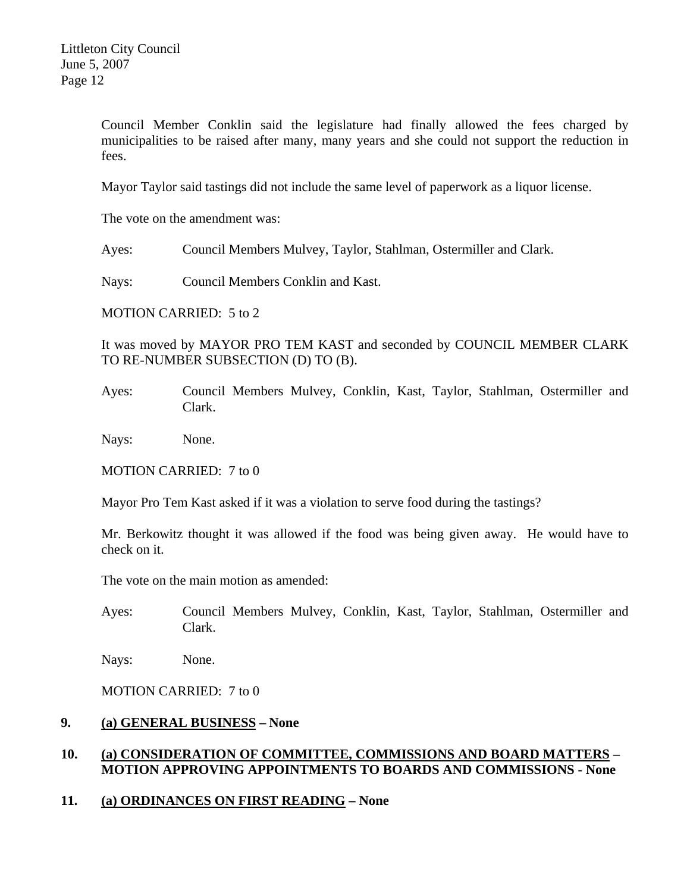Council Member Conklin said the legislature had finally allowed the fees charged by municipalities to be raised after many, many years and she could not support the reduction in fees.

Mayor Taylor said tastings did not include the same level of paperwork as a liquor license.

The vote on the amendment was:

Ayes: Council Members Mulvey, Taylor, Stahlman, Ostermiller and Clark.

Nays: Council Members Conklin and Kast.

MOTION CARRIED: 5 to 2

It was moved by MAYOR PRO TEM KAST and seconded by COUNCIL MEMBER CLARK TO RE-NUMBER SUBSECTION (D) TO (B).

Ayes: Council Members Mulvey, Conklin, Kast, Taylor, Stahlman, Ostermiller and Clark.

Nays: None.

MOTION CARRIED: 7 to 0

Mayor Pro Tem Kast asked if it was a violation to serve food during the tastings?

Mr. Berkowitz thought it was allowed if the food was being given away. He would have to check on it.

The vote on the main motion as amended:

Ayes: Council Members Mulvey, Conklin, Kast, Taylor, Stahlman, Ostermiller and Clark.

Nays: None.

MOTION CARRIED: 7 to 0

**9. (a) GENERAL BUSINESS – None**

**10. (a) CONSIDERATION OF COMMITTEE, COMMISSIONS AND BOARD MATTERS – MOTION APPROVING APPOINTMENTS TO BOARDS AND COMMISSIONS - None**

**11. (a) ORDINANCES ON FIRST READING – None**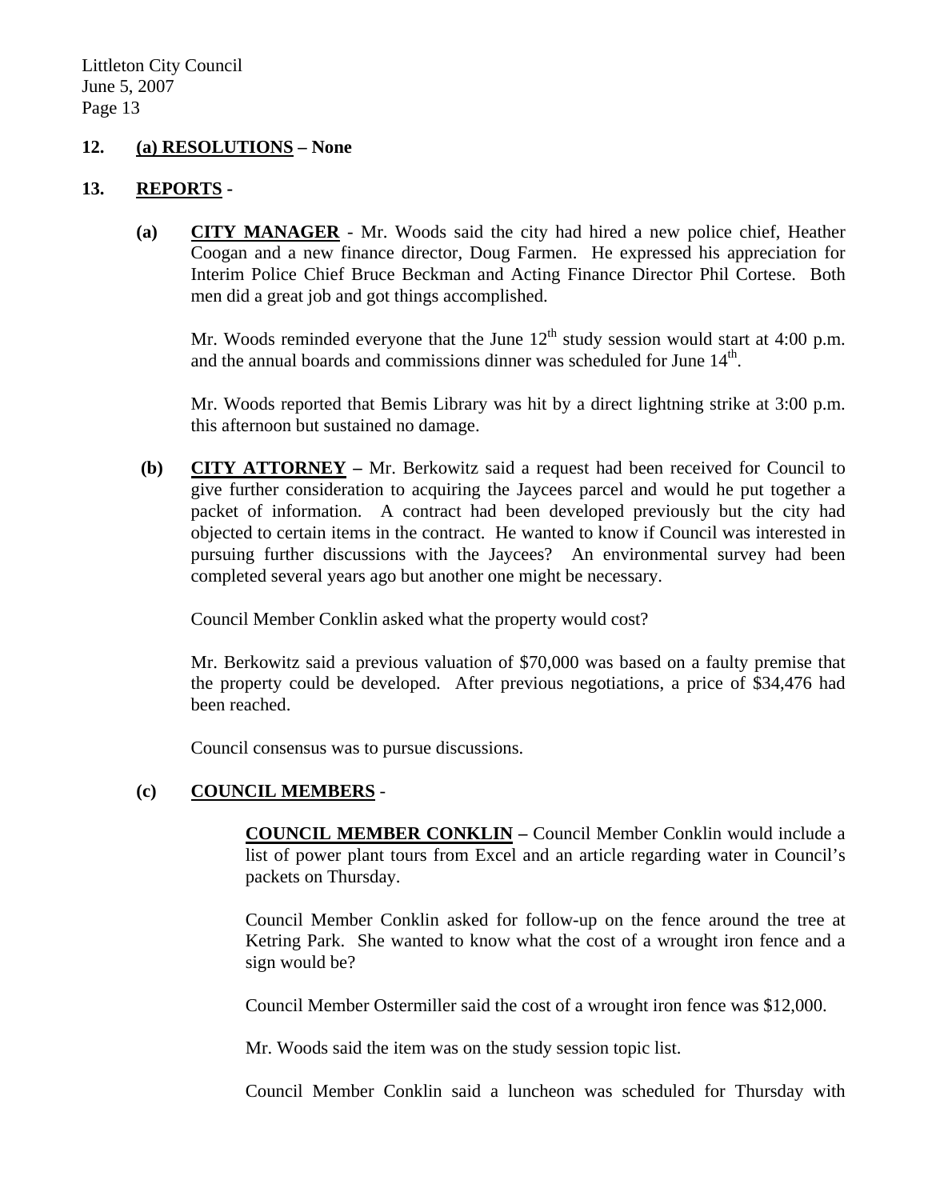**12. (a) RESOLUTIONS – None**

**13. REPORTS -**

**(a) CITY MANAGER** - Mr. Woods said the city had hired a new police chief, Heather Coogan and a new finance director, Doug Farmen. He expressed his appreciation for Interim Police Chief Bruce Beckman and Acting Finance Director Phil Cortese. Both men did a great job and got things accomplished.

Mr. Woods reminded everyone that the June 12th study session would start at 4:00 p.m. and the annual boards and commissions dinner was scheduled for June 14th.

Mr. Woods reported that Bemis Library was hit by a direct lightning strike at 3:00 p.m. this afternoon but sustained no damage.

**(b) CITY ATTORNEY –** Mr. Berkowitz said a request had been received for Council to give further consideration to acquiring the Jaycees parcel and would he put together a packet of information. A contract had been developed previously but the city had objected to certain items in the contract. He wanted to know if Council was interested in pursuing further discussions with the Jaycees? An environmental survey had been completed several years ago but another one might be necessary.

Council Member Conklin asked what the property would cost?

Mr. Berkowitz said a previous valuation of $70,000 was based on a faulty premise that the property could be developed. After previous negotiations, a price of $34,476 had been reached.

Council consensus was to pursue discussions.

**(c) COUNCIL MEMBERS** -

**COUNCIL MEMBER CONKLIN –** Council Member Conklin would include a list of power plant tours from Excel and an article regarding water in Council's packets on Thursday.

Council Member Conklin asked for follow-up on the fence around the tree at Ketring Park. She wanted to know what the cost of a wrought iron fence and a sign would be?

Council Member Ostermiller said the cost of a wrought iron fence was $12,000.

Mr. Woods said the item was on the study session topic list.

Council Member Conklin said a luncheon was scheduled for Thursday with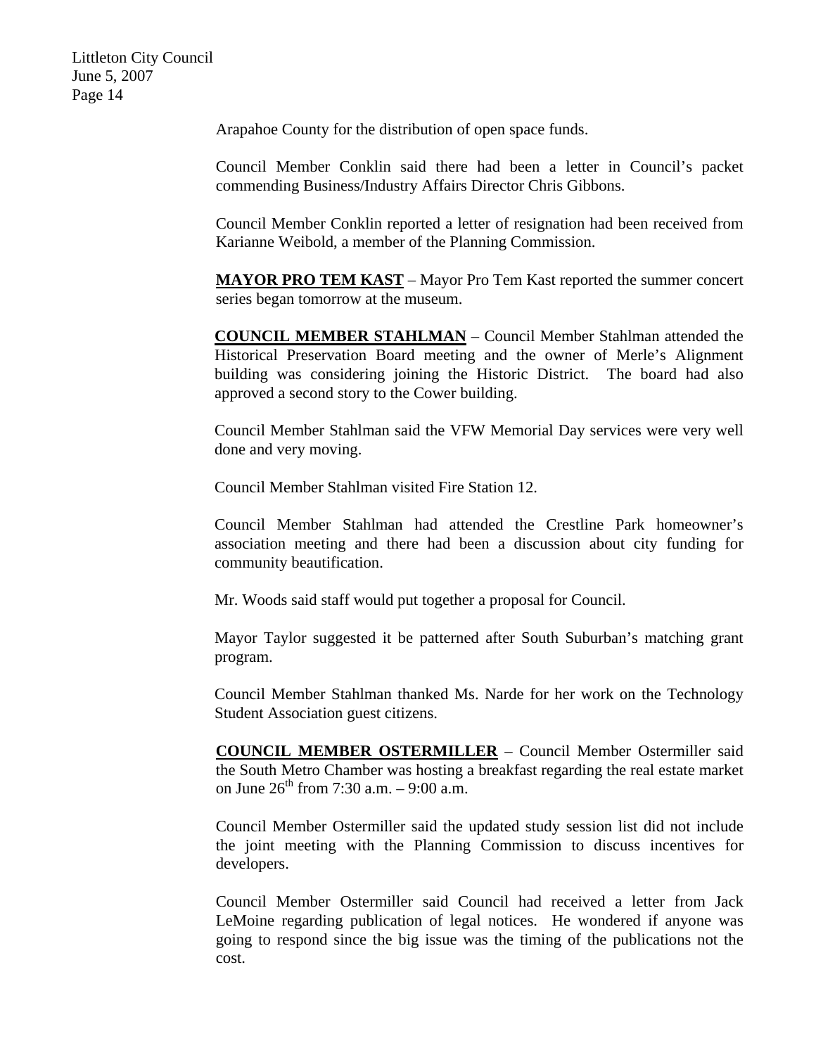Arapahoe County for the distribution of open space funds.

Council Member Conklin said there had been a letter in Council's packet commending Business/Industry Affairs Director Chris Gibbons.

Council Member Conklin reported a letter of resignation had been received from Karianne Weibold, a member of the Planning Commission.

**MAYOR PRO TEM KAST** – Mayor Pro Tem Kast reported the summer concert series began tomorrow at the museum.

**COUNCIL MEMBER STAHLMAN** – Council Member Stahlman attended the Historical Preservation Board meeting and the owner of Merle's Alignment building was considering joining the Historic District. The board had also approved a second story to the Cower building.

Council Member Stahlman said the VFW Memorial Day services were very well done and very moving.

Council Member Stahlman visited Fire Station 12.

Council Member Stahlman had attended the Crestline Park homeowner's association meeting and there had been a discussion about city funding for community beautification.

Mr. Woods said staff would put together a proposal for Council.

Mayor Taylor suggested it be patterned after South Suburban's matching grant program.

Council Member Stahlman thanked Ms. Narde for her work on the Technology Student Association guest citizens.

**COUNCIL MEMBER OSTERMILLER** – Council Member Ostermiller said the South Metro Chamber was hosting a breakfast regarding the real estate market on June 26th from 7:30 a.m. – 9:00 a.m.

Council Member Ostermiller said the updated study session list did not include the joint meeting with the Planning Commission to discuss incentives for developers.

Council Member Ostermiller said Council had received a letter from Jack LeMoine regarding publication of legal notices. He wondered if anyone was going to respond since the big issue was the timing of the publications not the cost.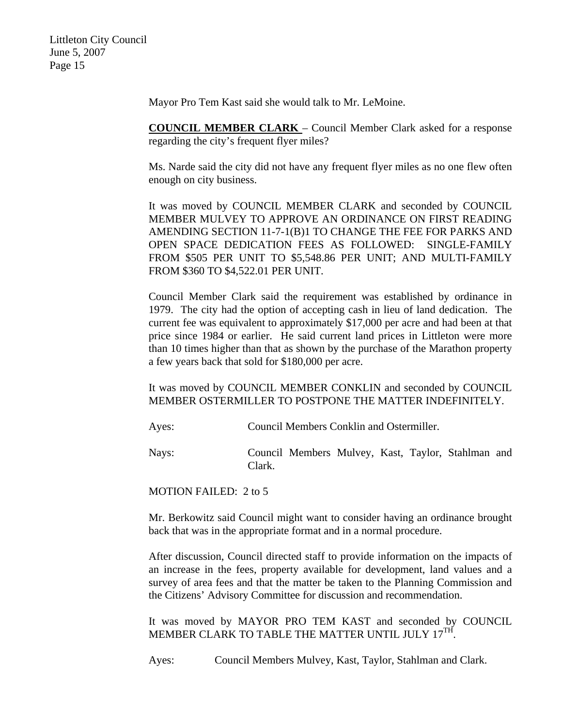Mayor Pro Tem Kast said she would talk to Mr. LeMoine.

**COUNCIL MEMBER CLARK** – Council Member Clark asked for a response regarding the city's frequent flyer miles?

Ms. Narde said the city did not have any frequent flyer miles as no one flew often enough on city business.

It was moved by COUNCIL MEMBER CLARK and seconded by COUNCIL MEMBER MULVEY TO APPROVE AN ORDINANCE ON FIRST READING AMENDING SECTION 11-7-1(B)1 TO CHANGE THE FEE FOR PARKS AND OPEN SPACE DEDICATION FEES AS FOLLOWED: SINGLE-FAMILY FROM $505 PER UNIT TO $5,548.86 PER UNIT; AND MULTI-FAMILY FROM $360 TO $4,522.01 PER UNIT.

Council Member Clark said the requirement was established by ordinance in 1979. The city had the option of accepting cash in lieu of land dedication. The current fee was equivalent to approximately $17,000 per acre and had been at that price since 1984 or earlier. He said current land prices in Littleton were more than 10 times higher than that as shown by the purchase of the Marathon property a few years back that sold for $180,000 per acre.

It was moved by COUNCIL MEMBER CONKLIN and seconded by COUNCIL MEMBER OSTERMILLER TO POSTPONE THE MATTER INDEFINITELY.

Ayes: Council Members Conklin and Ostermiller.

Nays: Council Members Mulvey, Kast, Taylor, Stahlman and Clark.

MOTION FAILED: 2 to 5

Mr. Berkowitz said Council might want to consider having an ordinance brought back that was in the appropriate format and in a normal procedure.

After discussion, Council directed staff to provide information on the impacts of an increase in the fees, property available for development, land values and a survey of area fees and that the matter be taken to the Planning Commission and the Citizens' Advisory Committee for discussion and recommendation.

It was moved by MAYOR PRO TEM KAST and seconded by COUNCIL MEMBER CLARK TO TABLE THE MATTER UNTIL JULY 17TH.

Ayes: Council Members Mulvey, Kast, Taylor, Stahlman and Clark.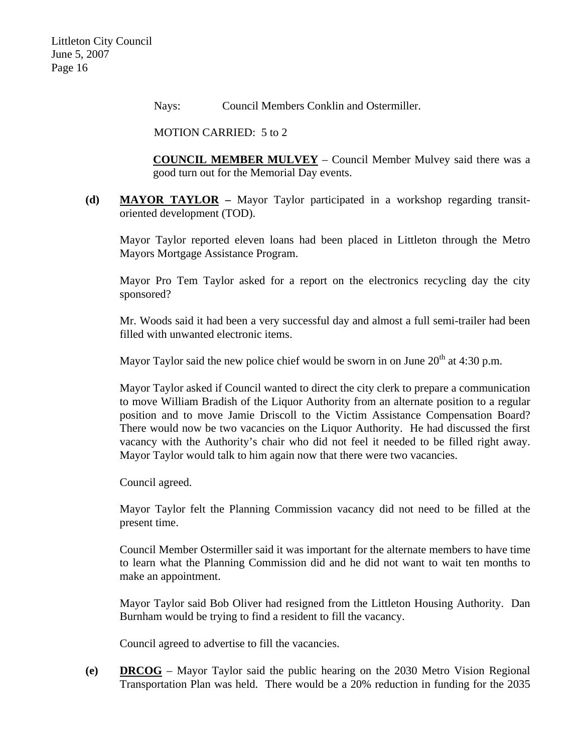Nays: Council Members Conklin and Ostermiller.

MOTION CARRIED: 5 to 2

**COUNCIL MEMBER MULVEY** – Council Member Mulvey said there was a good turn out for the Memorial Day events.

**(d)** **MAYOR TAYLOR** – Mayor Taylor participated in a workshop regarding transit-oriented development (TOD).

Mayor Taylor reported eleven loans had been placed in Littleton through the Metro Mayors Mortgage Assistance Program.

Mayor Pro Tem Taylor asked for a report on the electronics recycling day the city sponsored?

Mr. Woods said it had been a very successful day and almost a full semi-trailer had been filled with unwanted electronic items.

Mayor Taylor said the new police chief would be sworn in on June 20th at 4:30 p.m.

Mayor Taylor asked if Council wanted to direct the city clerk to prepare a communication to move William Bradish of the Liquor Authority from an alternate position to a regular position and to move Jamie Driscoll to the Victim Assistance Compensation Board? There would now be two vacancies on the Liquor Authority. He had discussed the first vacancy with the Authority's chair who did not feel it needed to be filled right away. Mayor Taylor would talk to him again now that there were two vacancies.

Council agreed.

Mayor Taylor felt the Planning Commission vacancy did not need to be filled at the present time.

Council Member Ostermiller said it was important for the alternate members to have time to learn what the Planning Commission did and he did not want to wait ten months to make an appointment.

Mayor Taylor said Bob Oliver had resigned from the Littleton Housing Authority. Dan Burnham would be trying to find a resident to fill the vacancy.

Council agreed to advertise to fill the vacancies.

**(e)** **DRCOG** – Mayor Taylor said the public hearing on the 2030 Metro Vision Regional Transportation Plan was held. There would be a 20% reduction in funding for the 2035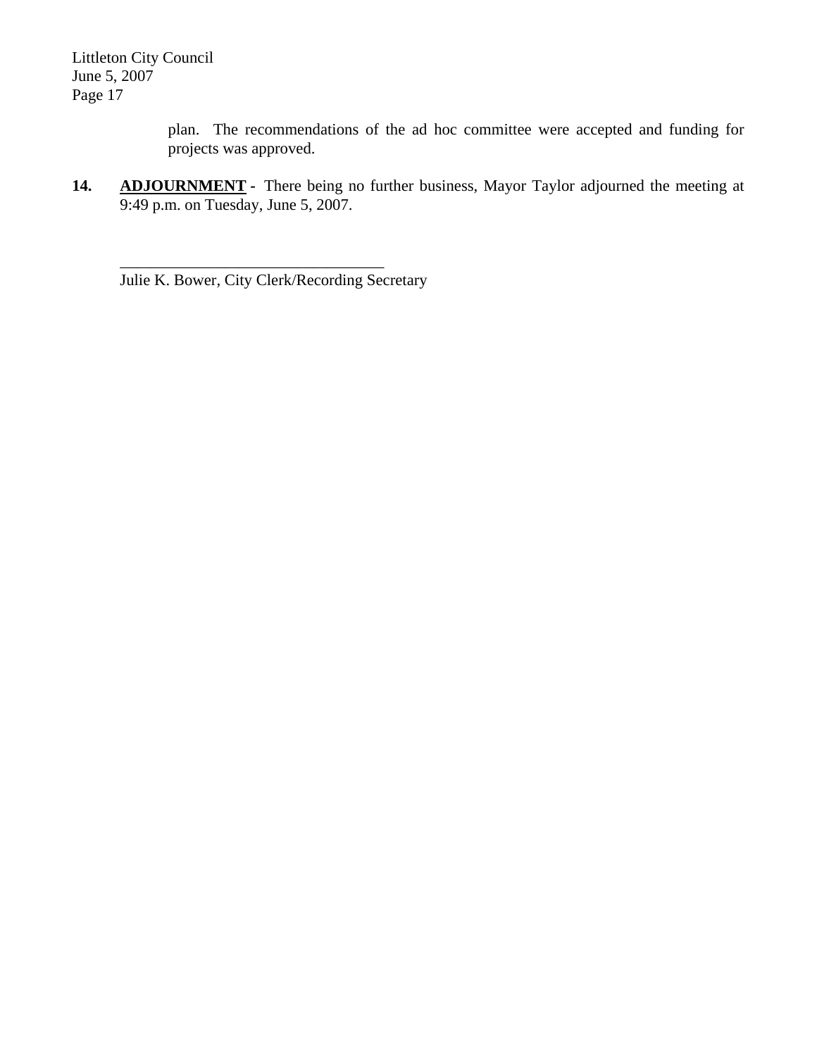plan. The recommendations of the ad hoc committee were accepted and funding for projects was approved.

**14. ADJOURNMENT -** There being no further business, Mayor Taylor adjourned the meeting at 9:49 p.m. on Tuesday, June 5, 2007.

\_\_\_\_\_\_\_\_\_\_\_\_\_\_\_\_\_\_\_\_\_\_\_\_\_\_\_\_\_\_\_\_\_

Julie K. Bower, City Clerk/Recording Secretary